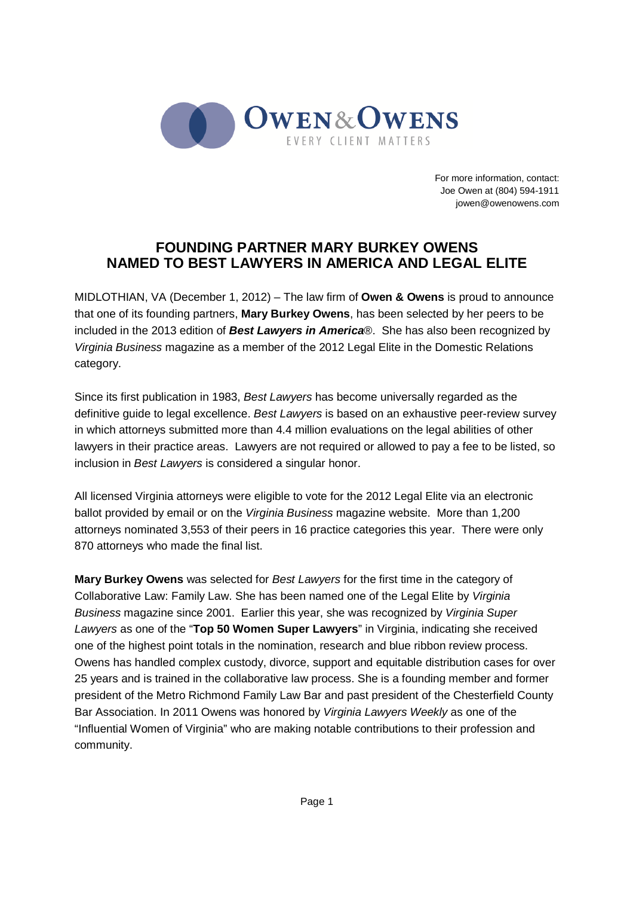**OWEN & OWENS**
EVERY CLIENT MATTERS

For more information, contact:
Joe Owen at (804) 594-1911
jowen@owenowens.com

# FOUNDING PARTNER MARY BURKEY OWENS NAMED TO BEST LAWYERS IN AMERICA AND LEGAL ELITE

MIDLOTHIAN, VA (December 1, 2012) – The law firm of **Owen & Owens** is proud to announce that one of its founding partners, **Mary Burkey Owens**, has been selected by her peers to be included in the 2013 edition of ***Best Lawyers in America***®. She has also been recognized by *Virginia Business* magazine as a member of the 2012 Legal Elite in the Domestic Relations category.

Since its first publication in 1983, *Best Lawyers* has become universally regarded as the definitive guide to legal excellence. *Best Lawyers* is based on an exhaustive peer-review survey in which attorneys submitted more than 4.4 million evaluations on the legal abilities of other lawyers in their practice areas. Lawyers are not required or allowed to pay a fee to be listed, so inclusion in *Best Lawyers* is considered a singular honor.

All licensed Virginia attorneys were eligible to vote for the 2012 Legal Elite via an electronic ballot provided by email or on the *Virginia Business* magazine website. More than 1,200 attorneys nominated 3,553 of their peers in 16 practice categories this year. There were only 870 attorneys who made the final list.

**Mary Burkey Owens** was selected for *Best Lawyers* for the first time in the category of Collaborative Law: Family Law. She has been named one of the Legal Elite by *Virginia Business* magazine since 2001. Earlier this year, she was recognized by *Virginia Super Lawyers* as one of the "**Top 50 Women Super Lawyers**" in Virginia, indicating she received one of the highest point totals in the nomination, research and blue ribbon review process. Owens has handled complex custody, divorce, support and equitable distribution cases for over 25 years and is trained in the collaborative law process. She is a founding member and former president of the Metro Richmond Family Law Bar and past president of the Chesterfield County Bar Association. In 2011 Owens was honored by *Virginia Lawyers Weekly* as one of the "Influential Women of Virginia" who are making notable contributions to their profession and community.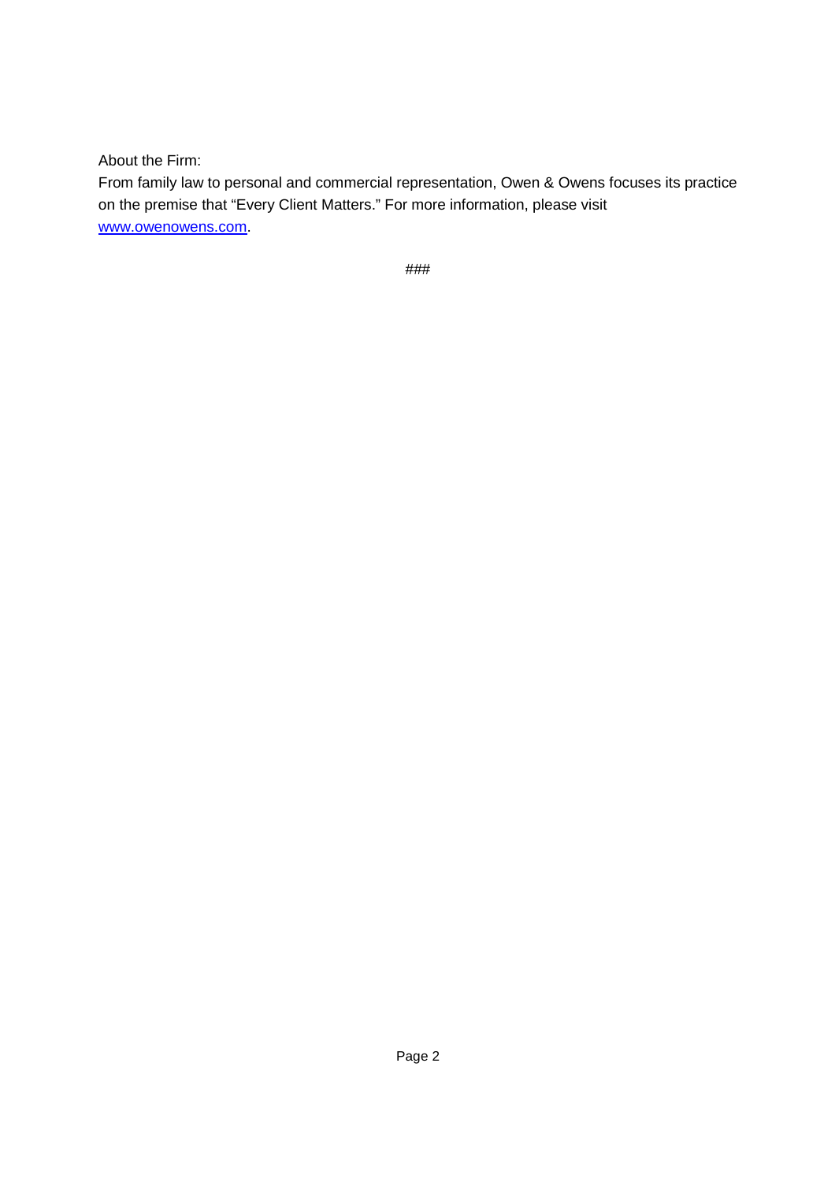About the Firm:

From family law to personal and commercial representation, Owen & Owens focuses its practice on the premise that "Every Client Matters." For more information, please visit [www.owenowens.com](http://www.owenowens.com).

###